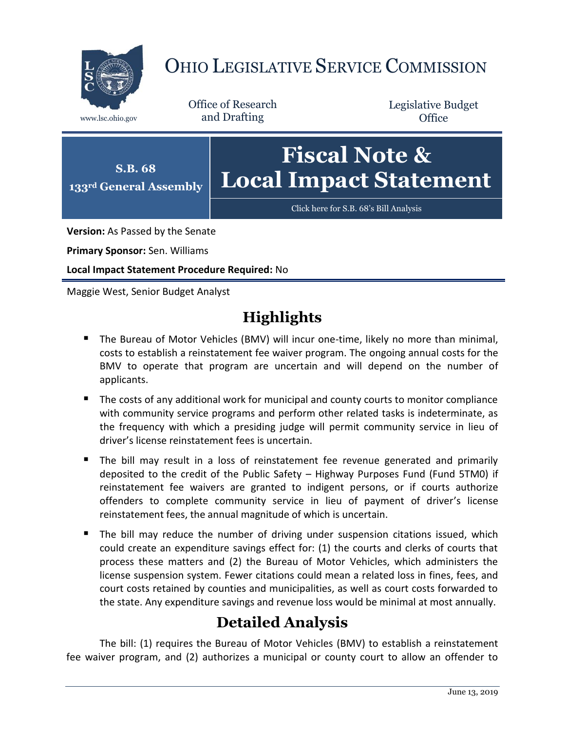# OHIO LEGISLATIVE SERVICE COMMISSION

www.lsc.ohio.gov

Office of Research and Drafting

Legislative Budget Office

**S.B. 68**
**133rd General Assembly**

# Fiscal Note & Local Impact Statement

Click here for S.B. 68's Bill Analysis

**Version:** As Passed by the Senate

**Primary Sponsor:** Sen. Williams

**Local Impact Statement Procedure Required:** No

Maggie West, Senior Budget Analyst

## Highlights

- The Bureau of Motor Vehicles (BMV) will incur one-time, likely no more than minimal, costs to establish a reinstatement fee waiver program. The ongoing annual costs for the BMV to operate that program are uncertain and will depend on the number of applicants.
- The costs of any additional work for municipal and county courts to monitor compliance with community service programs and perform other related tasks is indeterminate, as the frequency with which a presiding judge will permit community service in lieu of driver's license reinstatement fees is uncertain.
- The bill may result in a loss of reinstatement fee revenue generated and primarily deposited to the credit of the Public Safety – Highway Purposes Fund (Fund 5TM0) if reinstatement fee waivers are granted to indigent persons, or if courts authorize offenders to complete community service in lieu of payment of driver's license reinstatement fees, the annual magnitude of which is uncertain.
- The bill may reduce the number of driving under suspension citations issued, which could create an expenditure savings effect for: (1) the courts and clerks of courts that process these matters and (2) the Bureau of Motor Vehicles, which administers the license suspension system. Fewer citations could mean a related loss in fines, fees, and court costs retained by counties and municipalities, as well as court costs forwarded to the state. Any expenditure savings and revenue loss would be minimal at most annually.

## Detailed Analysis

The bill: (1) requires the Bureau of Motor Vehicles (BMV) to establish a reinstatement fee waiver program, and (2) authorizes a municipal or county court to allow an offender to

June 13, 2019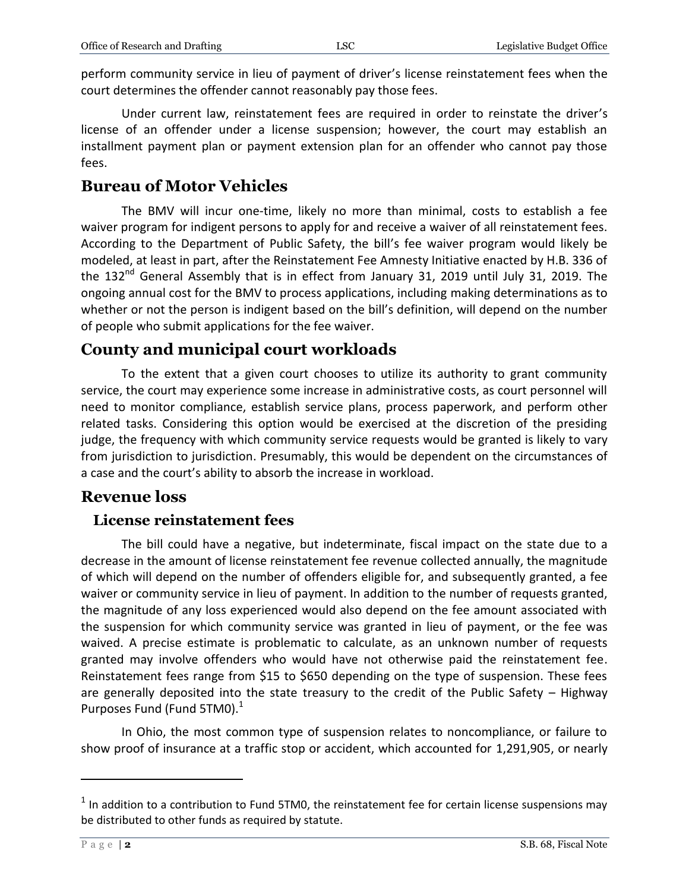perform community service in lieu of payment of driver's license reinstatement fees when the court determines the offender cannot reasonably pay those fees.

Under current law, reinstatement fees are required in order to reinstate the driver's license of an offender under a license suspension; however, the court may establish an installment payment plan or payment extension plan for an offender who cannot pay those fees.

## Bureau of Motor Vehicles

The BMV will incur one-time, likely no more than minimal, costs to establish a fee waiver program for indigent persons to apply for and receive a waiver of all reinstatement fees. According to the Department of Public Safety, the bill's fee waiver program would likely be modeled, at least in part, after the Reinstatement Fee Amnesty Initiative enacted by H.B. 336 of the 132nd General Assembly that is in effect from January 31, 2019 until July 31, 2019. The ongoing annual cost for the BMV to process applications, including making determinations as to whether or not the person is indigent based on the bill's definition, will depend on the number of people who submit applications for the fee waiver.

## County and municipal court workloads

To the extent that a given court chooses to utilize its authority to grant community service, the court may experience some increase in administrative costs, as court personnel will need to monitor compliance, establish service plans, process paperwork, and perform other related tasks. Considering this option would be exercised at the discretion of the presiding judge, the frequency with which community service requests would be granted is likely to vary from jurisdiction to jurisdiction. Presumably, this would be dependent on the circumstances of a case and the court's ability to absorb the increase in workload.

## Revenue loss

### License reinstatement fees

The bill could have a negative, but indeterminate, fiscal impact on the state due to a decrease in the amount of license reinstatement fee revenue collected annually, the magnitude of which will depend on the number of offenders eligible for, and subsequently granted, a fee waiver or community service in lieu of payment. In addition to the number of requests granted, the magnitude of any loss experienced would also depend on the fee amount associated with the suspension for which community service was granted in lieu of payment, or the fee was waived. A precise estimate is problematic to calculate, as an unknown number of requests granted may involve offenders who would have not otherwise paid the reinstatement fee. Reinstatement fees range from $15 to $650 depending on the type of suspension. These fees are generally deposited into the state treasury to the credit of the Public Safety – Highway Purposes Fund (Fund 5TM0).[1]

In Ohio, the most common type of suspension relates to noncompliance, or failure to show proof of insurance at a traffic stop or accident, which accounted for 1,291,905, or nearly

---

[1] In addition to a contribution to Fund 5TM0, the reinstatement fee for certain license suspensions may be distributed to other funds as required by statute.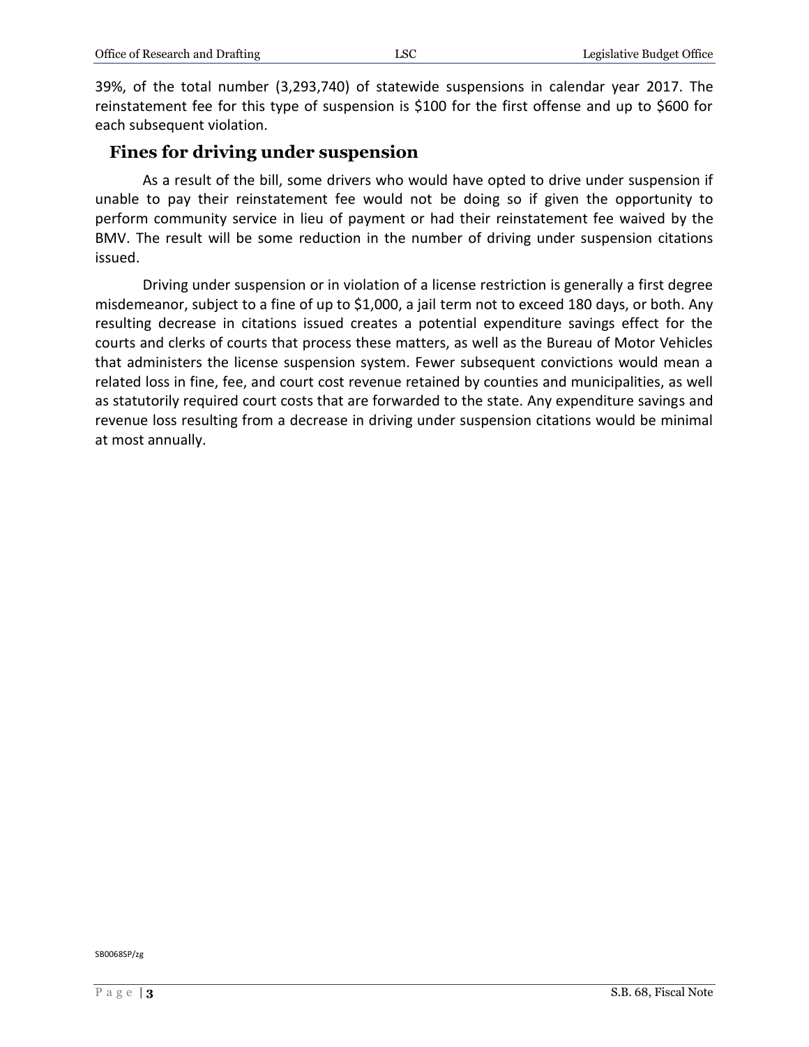39%, of the total number (3,293,740) of statewide suspensions in calendar year 2017. The reinstatement fee for this type of suspension is $100 for the first offense and up to $600 for each subsequent violation.

## Fines for driving under suspension

As a result of the bill, some drivers who would have opted to drive under suspension if unable to pay their reinstatement fee would not be doing so if given the opportunity to perform community service in lieu of payment or had their reinstatement fee waived by the BMV. The result will be some reduction in the number of driving under suspension citations issued.

Driving under suspension or in violation of a license restriction is generally a first degree misdemeanor, subject to a fine of up to $1,000, a jail term not to exceed 180 days, or both. Any resulting decrease in citations issued creates a potential expenditure savings effect for the courts and clerks of courts that process these matters, as well as the Bureau of Motor Vehicles that administers the license suspension system. Fewer subsequent convictions would mean a related loss in fine, fee, and court cost revenue retained by counties and municipalities, as well as statutorily required court costs that are forwarded to the state. Any expenditure savings and revenue loss resulting from a decrease in driving under suspension citations would be minimal at most annually.

SB0068SP/zg